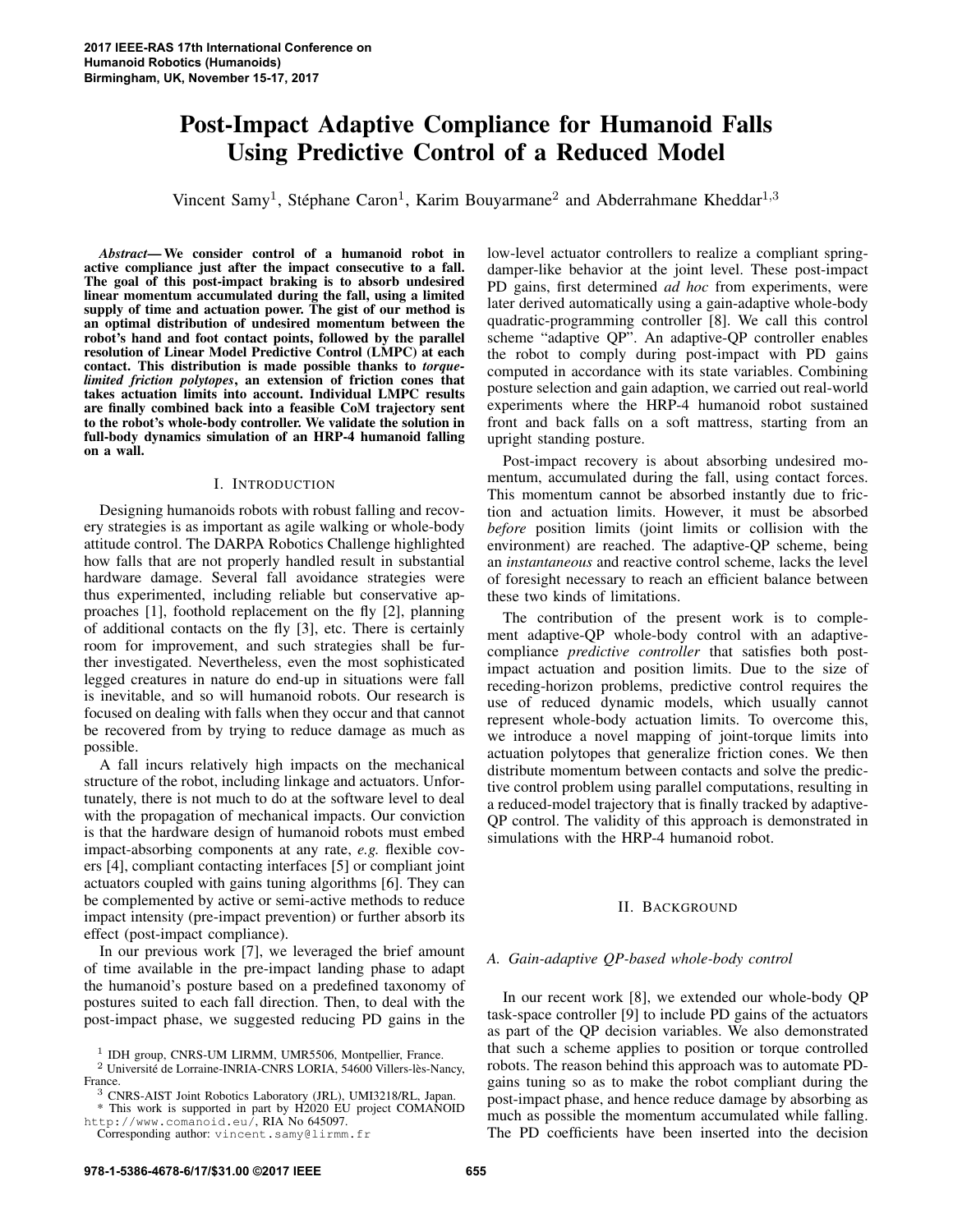# Post-Impact Adaptive Compliance for Humanoid Falls Using Predictive Control of a Reduced Model

Vincent Samy[1], Stéphane Caron[1], Karim Bouyarmane[2] and Abderrahmane Kheddar[1,3]

***Abstract*— We consider control of a humanoid robot in active compliance just after the impact consecutive to a fall. The goal of this post-impact braking is to absorb undesired linear momentum accumulated during the fall, using a limited supply of time and actuation power. The gist of our method is an optimal distribution of undesired momentum between the robot's hand and foot contact points, followed by the parallel resolution of Linear Model Predictive Control (LMPC) at each contact. This distribution is made possible thanks to *torque-limited friction polytopes*, an extension of friction cones that takes actuation limits into account. Individual LMPC results are finally combined back into a feasible CoM trajectory sent to the robot's whole-body controller. We validate the solution in full-body dynamics simulation of an HRP-4 humanoid falling on a wall.**

## I. Introduction

Designing humanoids robots with robust falling and recovery strategies is as important as agile walking or whole-body attitude control. The DARPA Robotics Challenge highlighted how falls that are not properly handled result in substantial hardware damage. Several fall avoidance strategies were thus experimented, including reliable but conservative approaches [1], foothold replacement on the fly [2], planning of additional contacts on the fly [3], etc. There is certainly room for improvement, and such strategies shall be further investigated. Nevertheless, even the most sophisticated legged creatures in nature do end-up in situations were fall is inevitable, and so will humanoid robots. Our research is focused on dealing with falls when they occur and that cannot be recovered from by trying to reduce damage as much as possible.

A fall incurs relatively high impacts on the mechanical structure of the robot, including linkage and actuators. Unfortunately, there is not much to do at the software level to deal with the propagation of mechanical impacts. Our conviction is that the hardware design of humanoid robots must embed impact-absorbing components at any rate, *e.g.* flexible covers [4], compliant contacting interfaces [5] or compliant joint actuators coupled with gains tuning algorithms [6]. They can be complemented by active or semi-active methods to reduce impact intensity (pre-impact prevention) or further absorb its effect (post-impact compliance).

In our previous work [7], we leveraged the brief amount of time available in the pre-impact landing phase to adapt the humanoid's posture based on a predefined taxonomy of postures suited to each fall direction. Then, to deal with the post-impact phase, we suggested reducing PD gains in the low-level actuator controllers to realize a compliant spring-damper-like behavior at the joint level. These post-impact PD gains, first determined *ad hoc* from experiments, were later derived automatically using a gain-adaptive whole-body quadratic-programming controller [8]. We call this control scheme "adaptive QP". An adaptive-QP controller enables the robot to comply during post-impact with PD gains computed in accordance with its state variables. Combining posture selection and gain adaption, we carried out real-world experiments where the HRP-4 humanoid robot sustained front and back falls on a soft mattress, starting from an upright standing posture.

Post-impact recovery is about absorbing undesired momentum, accumulated during the fall, using contact forces. This momentum cannot be absorbed instantly due to friction and actuation limits. However, it must be absorbed *before* position limits (joint limits or collision with the environment) are reached. The adaptive-QP scheme, being an *instantaneous* and reactive control scheme, lacks the level of foresight necessary to reach an efficient balance between these two kinds of limitations.

The contribution of the present work is to complement adaptive-QP whole-body control with an adaptive-compliance *predictive controller* that satisfies both post-impact actuation and position limits. Due to the size of receding-horizon problems, predictive control requires the use of reduced dynamic models, which usually cannot represent whole-body actuation limits. To overcome this, we introduce a novel mapping of joint-torque limits into actuation polytopes that generalize friction cones. We then distribute momentum between contacts and solve the predictive control problem using parallel computations, resulting in a reduced-model trajectory that is finally tracked by adaptive-QP control. The validity of this approach is demonstrated in simulations with the HRP-4 humanoid robot.

## II. Background

### A. Gain-adaptive QP-based whole-body control

In our recent work [8], we extended our whole-body QP task-space controller [9] to include PD gains of the actuators as part of the QP decision variables. We also demonstrated that such a scheme applies to position or torque controlled robots. The reason behind this approach was to automate PD-gains tuning so as to make the robot compliant during the post-impact phase, and hence reduce damage by absorbing as much as possible the momentum accumulated while falling. The PD coefficients have been inserted into the decision

[1] IDH group, CNRS-UM LIRMM, UMR5506, Montpellier, France.

[2] Université de Lorraine-INRIA-CNRS LORIA, 54600 Villers-lès-Nancy, France.

[3] CNRS-AIST Joint Robotics Laboratory (JRL), UMI3218/RL, Japan.

* This work is supported in part by H2020 EU project COMANOID http://www.comanoid.eu/, RIA No 645097.

Corresponding author: vincent.samy@lirmm.fr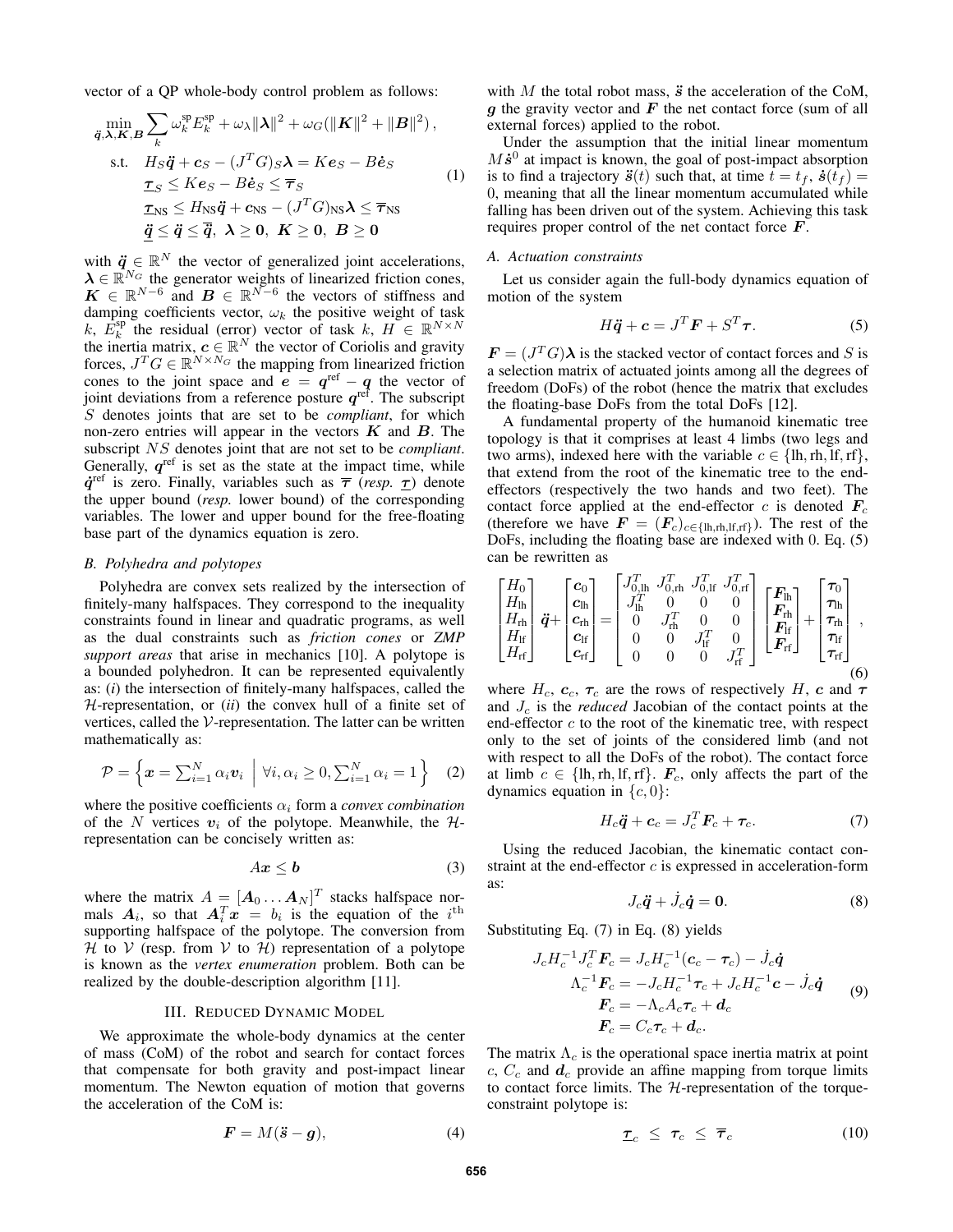vector of a QP whole-body control problem as follows:

$$
\begin{aligned}
\min_{\ddot{\boldsymbol{q}},\boldsymbol{\lambda},\boldsymbol{K},\boldsymbol{B}} & \sum_k \omega_k^{\text{sp}} E_k^{\text{sp}} + \omega_\lambda \|\boldsymbol{\lambda}\|^2 + \omega_G(\|\boldsymbol{K}\|^2 + \|\boldsymbol{B}\|^2)\,, \\
\text{s.t.} \quad & H_S \ddot{\boldsymbol{q}} + \boldsymbol{c}_S - (J^T G)_S \boldsymbol{\lambda} = K \boldsymbol{e}_S - B \dot{\boldsymbol{e}}_S \\
& \underline{\boldsymbol{\tau}}_S \leq K \boldsymbol{e}_S - B \dot{\boldsymbol{e}}_S \leq \overline{\boldsymbol{\tau}}_S \\
& \underline{\boldsymbol{\tau}}_{\text{NS}} \leq H_{\text{NS}} \ddot{\boldsymbol{q}} + \boldsymbol{c}_{\text{NS}} - (J^T G)_{\text{NS}} \boldsymbol{\lambda} \leq \overline{\boldsymbol{\tau}}_{\text{NS}} \\
& \underline{\ddot{\boldsymbol{q}}} \leq \ddot{\boldsymbol{q}} \leq \overline{\ddot{\boldsymbol{q}}},\ \boldsymbol{\lambda} \geq \boldsymbol{0},\ \boldsymbol{K} \geq \boldsymbol{0},\ \boldsymbol{B} \geq \boldsymbol{0}
\end{aligned} \tag{1}
$$

with $\ddot{\boldsymbol{q}} \in \mathbb{R}^N$ the vector of generalized joint accelerations, $\boldsymbol{\lambda} \in \mathbb{R}^{N_G}$ the generator weights of linearized friction cones, $\boldsymbol{K} \in \mathbb{R}^{N-6}$ and $\boldsymbol{B} \in \mathbb{R}^{N-6}$ the vectors of stiffness and damping coefficients vector, $\omega_k$ the positive weight of task $k$, $E_k^{\text{sp}}$ the residual (error) vector of task $k$, $H \in \mathbb{R}^{N \times N}$ the inertia matrix, $\boldsymbol{c} \in \mathbb{R}^N$ the vector of Coriolis and gravity forces, $J^T G \in \mathbb{R}^{N \times N_G}$ the mapping from linearized friction cones to the joint space and $\boldsymbol{e} = \boldsymbol{q}^{\text{ref}} - \boldsymbol{q}$ the vector of joint deviations from a reference posture $\boldsymbol{q}^{\text{ref}}$. The subscript $S$ denotes joints that are set to be *compliant*, for which non-zero entries will appear in the vectors $\boldsymbol{K}$ and $\boldsymbol{B}$. The subscript $NS$ denotes joint that are not set to be *compliant*. Generally, $\boldsymbol{q}^{\text{ref}}$ is set as the state at the impact time, while $\dot{\boldsymbol{q}}^{\text{ref}}$ is zero. Finally, variables such as $\overline{\boldsymbol{\tau}}$ (*resp.* $\underline{\boldsymbol{\tau}}$) denote the upper bound (*resp.* lower bound) of the corresponding variables. The lower and upper bound for the free-floating base part of the dynamics equation is zero.

### B. Polyhedra and polytopes

Polyhedra are convex sets realized by the intersection of finitely-many halfspaces. They correspond to the inequality constraints found in linear and quadratic programs, as well as the dual constraints such as *friction cones* or *ZMP support areas* that arise in mechanics [10]. A polytope is a bounded polyhedron. It can be represented equivalently as: (*i*) the intersection of finitely-many halfspaces, called the $\mathcal{H}$-representation, or (*ii*) the convex hull of a finite set of vertices, called the $\mathcal{V}$-representation. The latter can be written mathematically as:

$$
\mathcal{P} = \left\{ \boldsymbol{x} = \textstyle\sum_{i=1}^N \alpha_i \boldsymbol{v}_i \;\middle|\; \forall i, \alpha_i \geq 0, \textstyle\sum_{i=1}^N \alpha_i = 1 \right\} \tag{2}
$$

where the positive coefficients $\alpha_i$ form a *convex combination* of the $N$ vertices $\boldsymbol{v}_i$ of the polytope. Meanwhile, the $\mathcal{H}$-representation can be concisely written as:

$$
A\boldsymbol{x} \leq \boldsymbol{b} \tag{3}
$$

where the matrix $A = [\boldsymbol{A}_0 \dots \boldsymbol{A}_N]^T$ stacks halfspace normals $\boldsymbol{A}_i$, so that $\boldsymbol{A}_i^T \boldsymbol{x} = b_i$ is the equation of the $i^{\text{th}}$ supporting halfspace of the polytope. The conversion from $\mathcal{H}$ to $\mathcal{V}$ (resp. from $\mathcal{V}$ to $\mathcal{H}$) representation of a polytope is known as the *vertex enumeration* problem. Both can be realized by the double-description algorithm [11].

## III. Reduced Dynamic Model

We approximate the whole-body dynamics at the center of mass (CoM) of the robot and search for contact forces that compensate for both gravity and post-impact linear momentum. The Newton equation of motion that governs the acceleration of the CoM is:

$$
\boldsymbol{F} = M(\ddot{\boldsymbol{s}} - \boldsymbol{g}), \tag{4}
$$

with $M$ the total robot mass, $\ddot{\boldsymbol{s}}$ the acceleration of the CoM, $\boldsymbol{g}$ the gravity vector and $\boldsymbol{F}$ the net contact force (sum of all external forces) applied to the robot.

Under the assumption that the initial linear momentum $M\dot{\boldsymbol{s}}^0$ at impact is known, the goal of post-impact absorption is to find a trajectory $\ddot{\boldsymbol{s}}(t)$ such that, at time $t = t_f$, $\dot{\boldsymbol{s}}(t_f) = 0$, meaning that all the linear momentum accumulated while falling has been driven out of the system. Achieving this task requires proper control of the net contact force $\boldsymbol{F}$.

### A. Actuation constraints

Let us consider again the full-body dynamics equation of motion of the system

$$
H\ddot{\boldsymbol{q}} + \boldsymbol{c} = J^T \boldsymbol{F} + S^T \boldsymbol{\tau}. \tag{5}
$$

$\boldsymbol{F} = (J^T G)\boldsymbol{\lambda}$ is the stacked vector of contact forces and $S$ is a selection matrix of actuated joints among all the degrees of freedom (DoFs) of the robot (hence the matrix that excludes the floating-base DoFs from the total DoFs [12].

A fundamental property of the humanoid kinematic tree topology is that it comprises at least 4 limbs (two legs and two arms), indexed here with the variable $c \in \{\text{lh}, \text{rh}, \text{lf}, \text{rf}\}$, that extend from the root of the kinematic tree to the end-effectors (respectively the two hands and two feet). The contact force applied at the end-effector $c$ is denoted $\boldsymbol{F}_c$ (therefore we have $\boldsymbol{F} = (\boldsymbol{F}_c)_{c \in \{\text{lh},\text{rh},\text{lf},\text{rf}\}}$). The rest of the DoFs, including the floating base are indexed with 0. Eq. (5) can be rewritten as

$$
\begin{bmatrix} H_0 \\ H_{\text{lh}} \\ H_{\text{rh}} \\ H_{\text{lf}} \\ H_{\text{rf}} \end{bmatrix} \ddot{\boldsymbol{q}} + \begin{bmatrix} \boldsymbol{c}_0 \\ \boldsymbol{c}_{\text{lh}} \\ \boldsymbol{c}_{\text{rh}} \\ \boldsymbol{c}_{\text{lf}} \\ \boldsymbol{c}_{\text{rf}} \end{bmatrix} = \begin{bmatrix} J_{0,\text{lh}}^T & J_{0,\text{rh}}^T & J_{0,\text{lf}}^T & J_{0,\text{rf}}^T \\ J_{\text{lh}}^T & 0 & 0 & 0 \\ 0 & J_{\text{rh}}^T & 0 & 0 \\ 0 & 0 & J_{\text{lf}}^T & 0 \\ 0 & 0 & 0 & J_{\text{rf}}^T \end{bmatrix} \begin{bmatrix} \boldsymbol{F}_{\text{lh}} \\ \boldsymbol{F}_{\text{rh}} \\ \boldsymbol{F}_{\text{lf}} \\ \boldsymbol{F}_{\text{rf}} \end{bmatrix} + \begin{bmatrix} \boldsymbol{\tau}_0 \\ \boldsymbol{\tau}_{\text{lh}} \\ \boldsymbol{\tau}_{\text{rh}} \\ \boldsymbol{\tau}_{\text{lf}} \\ \boldsymbol{\tau}_{\text{rf}} \end{bmatrix}, \tag{6}
$$

where $H_c$, $\boldsymbol{c}_c$, $\boldsymbol{\tau}_c$ are the rows of respectively $H$, $\boldsymbol{c}$ and $\boldsymbol{\tau}$ and $J_c$ is the *reduced* Jacobian of the contact points at the end-effector $c$ to the root of the kinematic tree, with respect only to the set of joints of the considered limb (and not with respect to all the DoFs of the robot). The contact force at limb $c \in \{\text{lh}, \text{rh}, \text{lf}, \text{rf}\}$. $\boldsymbol{F}_c$, only affects the part of the dynamics equation in $\{c, 0\}$:

$$
H_c \ddot{\boldsymbol{q}} + \boldsymbol{c}_c = J_c^T \boldsymbol{F}_c + \boldsymbol{\tau}_c. \tag{7}
$$

Using the reduced Jacobian, the kinematic contact constraint at the end-effector $c$ is expressed in acceleration-form as:

$$
J_c \ddot{\boldsymbol{q}} + \dot{J}_c \dot{\boldsymbol{q}} = \boldsymbol{0}. \tag{8}
$$

Substituting Eq. (7) in Eq. (8) yields

$$
\begin{aligned}
J_c H_c^{-1} J_c^T \boldsymbol{F}_c &= J_c H_c^{-1}(\boldsymbol{c}_c - \boldsymbol{\tau}_c) - \dot{J}_c \dot{\boldsymbol{q}} \\
\Lambda_c^{-1} \boldsymbol{F}_c &= -J_c H_c^{-1} \boldsymbol{\tau}_c + J_c H_c^{-1} \boldsymbol{c} - \dot{J}_c \dot{\boldsymbol{q}} \\
\boldsymbol{F}_c &= -\Lambda_c A_c \boldsymbol{\tau}_c + \boldsymbol{d}_c \\
\boldsymbol{F}_c &= C_c \boldsymbol{\tau}_c + \boldsymbol{d}_c.
\end{aligned} \tag{9}
$$

The matrix $\Lambda_c$ is the operational space inertia matrix at point $c$, $C_c$ and $\boldsymbol{d}_c$ provide an affine mapping from torque limits to contact force limits. The $\mathcal{H}$-representation of the torque-constraint polytope is:

$$
\underline{\boldsymbol{\tau}}_c \;\leq\; \boldsymbol{\tau}_c \;\leq\; \overline{\boldsymbol{\tau}}_c \tag{10}
$$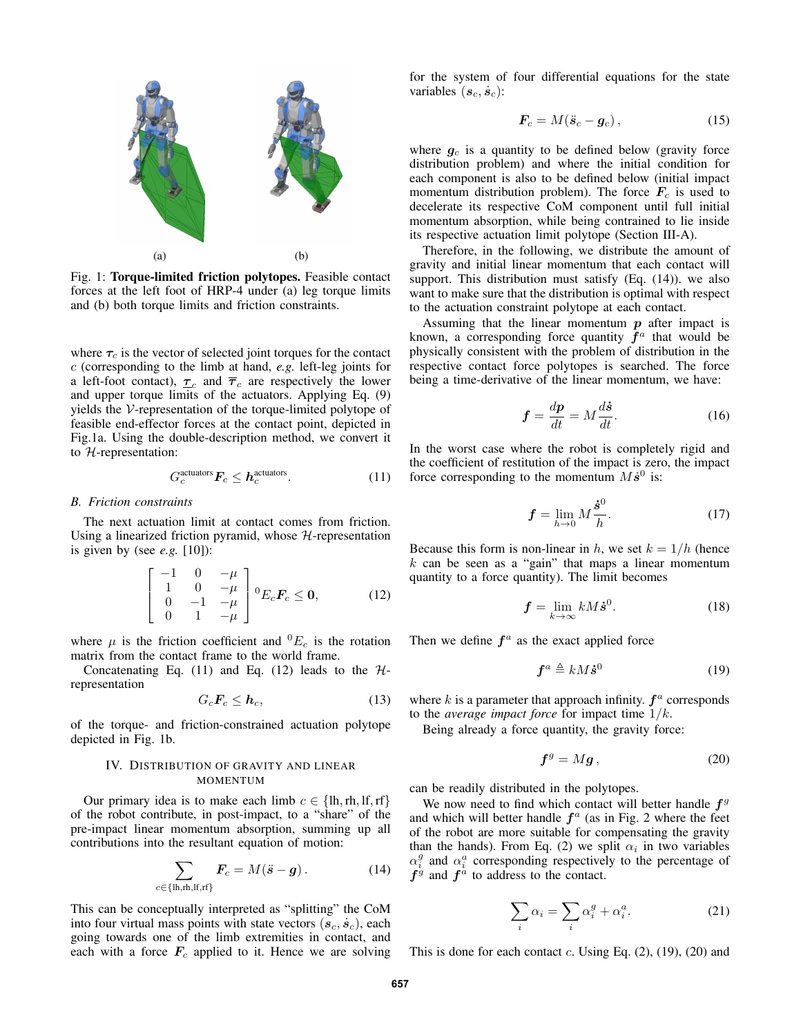(a) (b)

Fig. 1: **Torque-limited friction polytopes.** Feasible contact forces at the left foot of HRP-4 under (a) leg torque limits and (b) both torque limits and friction constraints.

where $\boldsymbol{\tau}_c$ is the vector of selected joint torques for the contact $c$ (corresponding to the limb at hand, *e.g.* left-leg joints for a left-foot contact), $\underline{\boldsymbol{\tau}}_c$ and $\overline{\boldsymbol{\tau}}_c$ are respectively the lower and upper torque limits of the actuators. Applying Eq. (9) yields the $\mathcal{V}$-representation of the torque-limited polytope of feasible end-effector forces at the contact point, depicted in Fig.1a. Using the double-description method, we convert it to $\mathcal{H}$-representation:

$$G_c^{\text{actuators}} \boldsymbol{F}_c \leq \boldsymbol{h}_c^{\text{actuators}}. \tag{11}$$

### B. Friction constraints

The next actuation limit at contact comes from friction. Using a linearized friction pyramid, whose $\mathcal{H}$-representation is given by (see *e.g.* [10]):

$$\begin{bmatrix} -1 & 0 & -\mu \\ 1 & 0 & -\mu \\ 0 & -1 & -\mu \\ 0 & 1 & -\mu \end{bmatrix} {}^0E_c \boldsymbol{F}_c \leq \boldsymbol{0}, \tag{12}$$

where $\mu$ is the friction coefficient and ${}^0E_c$ is the rotation matrix from the contact frame to the world frame.

Concatenating Eq. (11) and Eq. (12) leads to the $\mathcal{H}$-representation

$$G_c \boldsymbol{F}_c \leq \boldsymbol{h}_c, \tag{13}$$

of the torque- and friction-constrained actuation polytope depicted in Fig. 1b.

## IV. Distribution of Gravity and Linear Momentum

Our primary idea is to make each limb $c \in \{\text{lh}, \text{rh}, \text{lf}, \text{rf}\}$ of the robot contribute, in post-impact, to a "share" of the pre-impact linear momentum absorption, summing up all contributions into the resultant equation of motion:

$$\sum_{c \in \{\text{lh},\text{rh},\text{lf},\text{rf}\}} \boldsymbol{F}_c = M(\ddot{\boldsymbol{s}} - \boldsymbol{g}). \tag{14}$$

This can be conceptually interpreted as "splitting" the CoM into four virtual mass points with state vectors $(\boldsymbol{s}_c, \dot{\boldsymbol{s}}_c)$, each going towards one of the limb extremities in contact, and each with a force $\boldsymbol{F}_c$ applied to it. Hence we are solving for the system of four differential equations for the state variables $(\boldsymbol{s}_c, \dot{\boldsymbol{s}}_c)$:

$$\boldsymbol{F}_c = M(\ddot{\boldsymbol{s}}_c - \boldsymbol{g}_c), \tag{15}$$

where $\boldsymbol{g}_c$ is a quantity to be defined below (gravity force distribution problem) and where the initial condition for each component is also to be defined below (initial impact momentum distribution problem). The force $\boldsymbol{F}_c$ is used to decelerate its respective CoM component until full initial momentum absorption, while being contrained to lie inside its respective actuation limit polytope (Section III-A).

Therefore, in the following, we distribute the amount of gravity and initial linear momentum that each contact will support. This distribution must satisfy (Eq. (14)). we also want to make sure that the distribution is optimal with respect to the actuation constraint polytope at each contact.

Assuming that the linear momentum $\boldsymbol{p}$ after impact is known, a corresponding force quantity $\boldsymbol{f}^a$ that would be physically consistent with the problem of distribution in the respective contact force polytopes is searched. The force being a time-derivative of the linear momentum, we have:

$$\boldsymbol{f} = \frac{d\boldsymbol{p}}{dt} = M\frac{d\dot{\boldsymbol{s}}}{dt}. \tag{16}$$

In the worst case where the robot is completely rigid and the coefficient of restitution of the impact is zero, the impact force corresponding to the momentum $M\dot{\boldsymbol{s}}^0$ is:

$$\boldsymbol{f} = \lim_{h \to 0} M\frac{\dot{\boldsymbol{s}}^0}{h}. \tag{17}$$

Because this form is non-linear in $h$, we set $k = 1/h$ (hence $k$ can be seen as a "gain" that maps a linear momentum quantity to a force quantity). The limit becomes

$$\boldsymbol{f} = \lim_{k \to \infty} kM\dot{\boldsymbol{s}}^0. \tag{18}$$

Then we define $\boldsymbol{f}^a$ as the exact applied force

$$\boldsymbol{f}^a \triangleq kM\dot{\boldsymbol{s}}^0 \tag{19}$$

where $k$ is a parameter that approach infinity. $\boldsymbol{f}^a$ corresponds to the *average impact force* for impact time $1/k$.

Being already a force quantity, the gravity force:

$$\boldsymbol{f}^g = M\boldsymbol{g}, \tag{20}$$

can be readily distributed in the polytopes.

We now need to find which contact will better handle $\boldsymbol{f}^g$ and which will better handle $\boldsymbol{f}^a$ (as in Fig. 2 where the feet of the robot are more suitable for compensating the gravity than the hands). From Eq. (2) we split $\alpha_i$ in two variables $\alpha_i^g$ and $\alpha_i^a$ corresponding respectively to the percentage of $\boldsymbol{f}^g$ and $\boldsymbol{f}^a$ to address to the contact.

$$\sum_i \alpha_i = \sum_i \alpha_i^g + \alpha_i^a. \tag{21}$$

This is done for each contact $c$. Using Eq. (2), (19), (20) and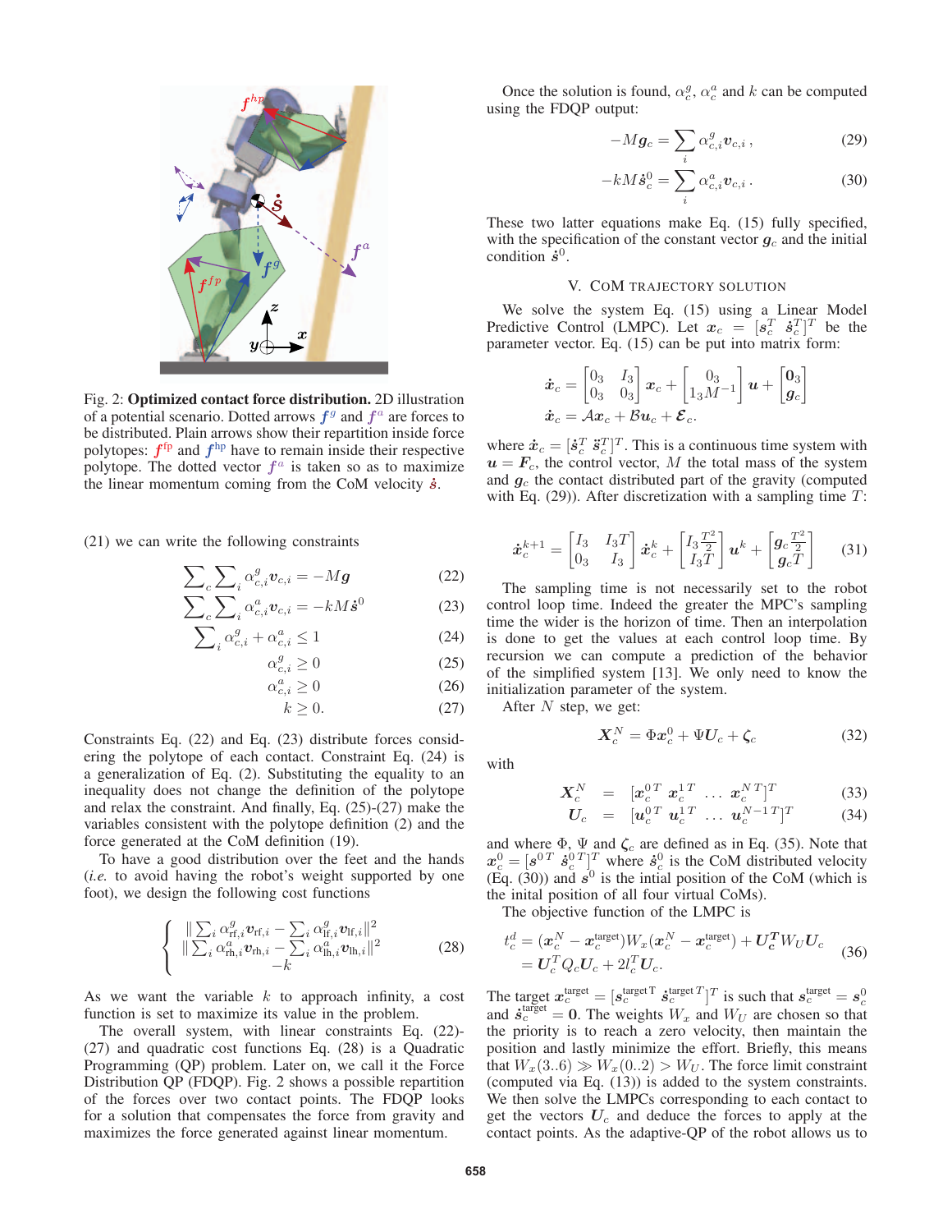Fig. 2: **Optimized contact force distribution.** 2D illustration of a potential scenario. Dotted arrows $\boldsymbol{f}^g$ and $\boldsymbol{f}^a$ are forces to be distributed. Plain arrows show their repartition inside force polytopes: $\boldsymbol{f}^{\text{fp}}$ and $\boldsymbol{f}^{\text{hp}}$ have to remain inside their respective polytope. The dotted vector $\boldsymbol{f}^a$ is taken so as to maximize the linear momentum coming from the CoM velocity $\dot{\boldsymbol{s}}$.

(21) we can write the following constraints

$$\sum_c \sum_i \alpha^g_{c,i} \boldsymbol{v}_{c,i} = -M\boldsymbol{g} \tag{22}$$

$$\sum_c \sum_i \alpha^a_{c,i} \boldsymbol{v}_{c,i} = -kM\dot{\boldsymbol{s}}^0 \tag{23}$$

$$\sum_i \alpha^g_{c,i} + \alpha^a_{c,i} \leq 1 \tag{24}$$

$$\alpha^g_{c,i} \geq 0 \tag{25}$$

$$\alpha^a_{c,i} \geq 0 \tag{26}$$

$$k \geq 0. \tag{27}$$

Constraints Eq. (22) and Eq. (23) distribute forces considering the polytope of each contact. Constraint Eq. (24) is a generalization of Eq. (2). Substituting the equality to an inequality does not change the definition of the polytope and relax the constraint. And finally, Eq. (25)-(27) make the variables consistent with the polytope definition (2) and the force generated at the CoM definition (19).

To have a good distribution over the feet and the hands (*i.e.* to avoid having the robot's weight supported by one foot), we design the following cost functions

$$\begin{cases} \|\sum_i \alpha^g_{\text{rf},i}\boldsymbol{v}_{\text{rf},i} - \sum_i \alpha^g_{\text{lf},i}\boldsymbol{v}_{\text{lf},i}\|^2 \\ \|\sum_i \alpha^a_{\text{rh},i}\boldsymbol{v}_{\text{rh},i} - \sum_i \alpha^a_{\text{lh},i}\boldsymbol{v}_{\text{lh},i}\|^2 \\ -k \end{cases} \tag{28}$$

As we want the variable $k$ to approach infinity, a cost function is set to maximize its value in the problem.

The overall system, with linear constraints Eq. (22)-(27) and quadratic cost functions Eq. (28) is a Quadratic Programming (QP) problem. Later on, we call it the Force Distribution QP (FDQP). Fig. 2 shows a possible repartition of the forces over two contact points. The FDQP looks for a solution that compensates the force from gravity and maximizes the force generated against linear momentum.

Once the solution is found, $\alpha^g_c$, $\alpha^a_c$ and $k$ can be computed using the FDQP output:

$$-M\boldsymbol{g}_c = \sum_i \alpha^g_{c,i}\boldsymbol{v}_{c,i}\,, \tag{29}$$

$$-kM\dot{\boldsymbol{s}}^0_c = \sum_i \alpha^a_{c,i}\boldsymbol{v}_{c,i}\,. \tag{30}$$

These two latter equations make Eq. (15) fully specified, with the specification of the constant vector $\boldsymbol{g}_c$ and the initial condition $\dot{\boldsymbol{s}}^0$.

## V. CoM trajectory solution

We solve the system Eq. (15) using a Linear Model Predictive Control (LMPC). Let $\boldsymbol{x}_c = [\boldsymbol{s}_c^T \;\; \dot{\boldsymbol{s}}_c^T]^T$ be the parameter vector. Eq. (15) can be put into matrix form:

$$\dot{\boldsymbol{x}}_c = \begin{bmatrix} 0_3 & I_3 \\ 0_3 & 0_3 \end{bmatrix} \boldsymbol{x}_c + \begin{bmatrix} 0_3 \\ 1_3 M^{-1} \end{bmatrix} \boldsymbol{u} + \begin{bmatrix} \boldsymbol{0}_3 \\ \boldsymbol{g}_c \end{bmatrix}$$

$$\dot{\boldsymbol{x}}_c = \mathcal{A}\boldsymbol{x}_c + \mathcal{B}\boldsymbol{u}_c + \boldsymbol{\mathcal{E}}_c.$$

where $\dot{\boldsymbol{x}}_c = [\dot{\boldsymbol{s}}_c^T \;\; \ddot{\boldsymbol{s}}_c^T]^T$. This is a continuous time system with $\boldsymbol{u} = \boldsymbol{F}_c$, the control vector, $M$ the total mass of the system and $\boldsymbol{g}_c$ the contact distributed part of the gravity (computed with Eq. (29)). After discretization with a sampling time $T$:

$$\dot{\boldsymbol{x}}_c^{k+1} = \begin{bmatrix} I_3 & I_3 T \\ 0_3 & I_3 \end{bmatrix} \dot{\boldsymbol{x}}_c^k + \begin{bmatrix} I_3 \frac{T^2}{2} \\ I_3 T \end{bmatrix} \boldsymbol{u}^k + \begin{bmatrix} \boldsymbol{g}_c \frac{T^2}{2} \\ \boldsymbol{g}_c T \end{bmatrix} \tag{31}$$

The sampling time is not necessarily set to the robot control loop time. Indeed the greater the MPC's sampling time the wider is the horizon of time. Then an interpolation is done to get the values at each control loop time. By recursion we can compute a prediction of the behavior of the simplified system [13]. We only need to know the initialization parameter of the system.

After $N$ step, we get:

$$\boldsymbol{X}_c^N = \Phi \boldsymbol{x}_c^0 + \Psi \boldsymbol{U}_c + \boldsymbol{\zeta}_c \tag{32}$$

with

$$\boldsymbol{X}_c^N = [\boldsymbol{x}_c^{0\,T} \;\; \boldsymbol{x}_c^{1\,T} \;\; \ldots \;\; \boldsymbol{x}_c^{N\,T}]^T \tag{33}$$

$$\boldsymbol{U}_c = [\boldsymbol{u}_c^{0\,T} \;\; \boldsymbol{u}_c^{1\,T} \;\; \ldots \;\; \boldsymbol{u}_c^{N-1\,T}]^T \tag{34}$$

and where $\Phi$, $\Psi$ and $\boldsymbol{\zeta}_c$ are defined as in Eq. (35). Note that $\boldsymbol{x}_c^0 = [\boldsymbol{s}^{0\,T} \;\; \dot{\boldsymbol{s}}_c^{0\,T}]^T$ where $\dot{\boldsymbol{s}}_c^0$ is the CoM distributed velocity (Eq. (30)) and $\boldsymbol{s}^0$ is the intial position of the CoM (which is the inital position of all four virtual CoMs).

The objective function of the LMPC is

$$\begin{aligned} t_c^d &= (\boldsymbol{x}_c^N - \boldsymbol{x}_c^{\text{target}}) W_x (\boldsymbol{x}_c^N - \boldsymbol{x}_c^{\text{target}}) + \boldsymbol{U}_c^{\boldsymbol{T}} W_U \boldsymbol{U}_c \\ &= \boldsymbol{U}_c^T Q_c \boldsymbol{U}_c + 2 l_c^T \boldsymbol{U}_c. \end{aligned} \tag{36}$$

The target $\boldsymbol{x}_c^{\text{target}} = [\boldsymbol{s}_c^{\text{target}\,\text{T}} \;\; \dot{\boldsymbol{s}}_c^{\text{target}\,T}]^T$ is such that $\boldsymbol{s}_c^{\text{target}} = \boldsymbol{s}_c^0$ and $\dot{\boldsymbol{s}}_c^{\text{target}} = \boldsymbol{0}$. The weights $W_x$ and $W_U$ are chosen so that the priority is to reach a zero velocity, then maintain the position and lastly minimize the effort. Briefly, this means that $W_x(3..6) \gg W_x(0..2) > W_U$. The force limit constraint (computed via Eq. (13)) is added to the system constraints. We then solve the LMPCs corresponding to each contact to get the vectors $\boldsymbol{U}_c$ and deduce the forces to apply at the contact points. As the adaptive-QP of the robot allows us to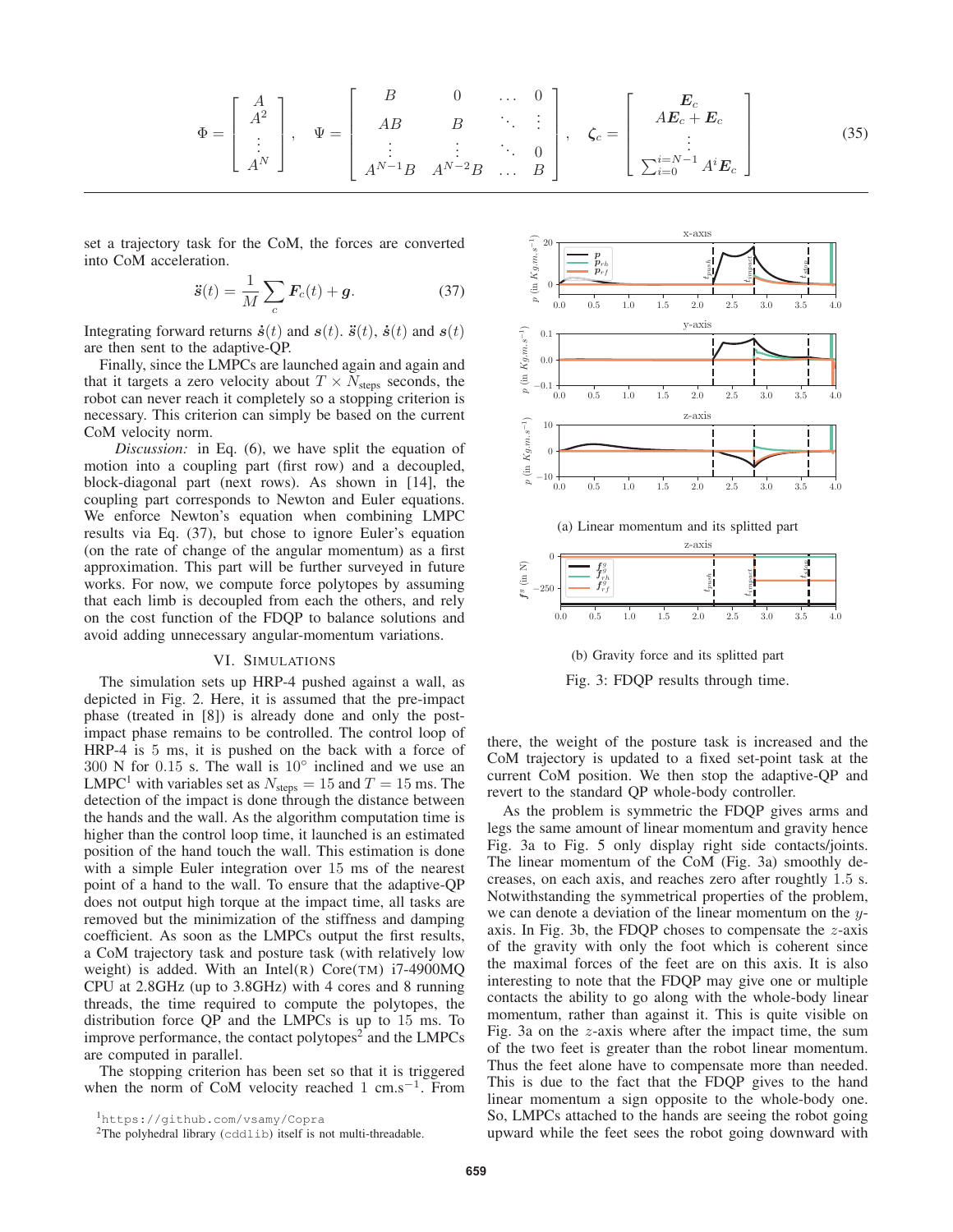$$\Phi = \begin{bmatrix} A \\ A^2 \\ \vdots \\ A^N \end{bmatrix}, \quad \Psi = \begin{bmatrix} B & 0 & \dots & 0 \\ AB & B & \ddots & \vdots \\ \vdots & \vdots & \ddots & 0 \\ A^{N-1}B & A^{N-2}B & \dots & B \end{bmatrix}, \quad \boldsymbol{\zeta}_c = \begin{bmatrix} \boldsymbol{E}_c \\ A\boldsymbol{E}_c + \boldsymbol{E}_c \\ \vdots \\ \sum_{i=0}^{i=N-1} A^i \boldsymbol{E}_c \end{bmatrix} \tag{35}$$

set a trajectory task for the CoM, the forces are converted into CoM acceleration.

$$\ddot{\boldsymbol{s}}(t) = \frac{1}{M} \sum_c \boldsymbol{F}_c(t) + \boldsymbol{g}. \tag{37}$$

Integrating forward returns $\dot{\boldsymbol{s}}(t)$ and $\boldsymbol{s}(t)$. $\ddot{\boldsymbol{s}}(t)$, $\dot{\boldsymbol{s}}(t)$ and $\boldsymbol{s}(t)$ are then sent to the adaptive-QP.

Finally, since the LMPCs are launched again and again and that it targets a zero velocity about $T \times N_{\text{steps}}$ seconds, the robot can never reach it completely so a stopping criterion is necessary. This criterion can simply be based on the current CoM velocity norm.

*Discussion:* in Eq. (6), we have split the equation of motion into a coupling part (first row) and a decoupled, block-diagonal part (next rows). As shown in [14], the coupling part corresponds to Newton and Euler equations. We enforce Newton's equation when combining LMPC results via Eq. (37), but chose to ignore Euler's equation (on the rate of change of the angular momentum) as a first approximation. This part will be further surveyed in future works. For now, we compute force polytopes by assuming that each limb is decoupled from each the others, and rely on the cost function of the FDQP to balance solutions and avoid adding unnecessary angular-momentum variations.

## VI. Simulations

The simulation sets up HRP-4 pushed against a wall, as depicted in Fig. 2. Here, it is assumed that the pre-impact phase (treated in [8]) is already done and only the post-impact phase remains to be controlled. The control loop of HRP-4 is 5 ms, it is pushed on the back with a force of 300 N for 0.15 s. The wall is 10° inclined and we use an LMPC[1] with variables set as $N_{\text{steps}} = 15$ and $T = 15$ ms. The detection of the impact is done through the distance between the hands and the wall. As the algorithm computation time is higher than the control loop time, it launched is an estimated position of the hand touch the wall. This estimation is done with a simple Euler integration over 15 ms of the nearest point of a hand to the wall. To ensure that the adaptive-QP does not output high torque at the impact time, all tasks are removed but the minimization of the stiffness and damping coefficient. As soon as the LMPCs output the first results, a CoM trajectory task and posture task (with relatively low weight) is added. With an Intel(R) Core(TM) i7-4900MQ CPU at 2.8GHz (up to 3.8GHz) with 4 cores and 8 running threads, the time required to compute the polytopes, the distribution force QP and the LMPCs is up to 15 ms. To improve performance, the contact polytopes[2] and the LMPCs are computed in parallel.

The stopping criterion has been set so that it is triggered when the norm of CoM velocity reached 1 cm.s$^{-1}$. From there, the weight of the posture task is increased and the CoM trajectory is updated to a fixed set-point task at the current CoM position. We then stop the adaptive-QP and revert to the standard QP whole-body controller.

x-axis
y-axis
z-axis
$p$ (in $Kg.m.s^{-1}$)
$\boldsymbol{p}$
$\boldsymbol{p}_{rh}$
$\boldsymbol{p}_{rf}$
$t_{push}$
$t_{impact}$
$t_{stop}$

(a) Linear momentum and its splitted part

z-axis
$\boldsymbol{f}^g$ (in N)
$\boldsymbol{f}^g$
$\boldsymbol{f}^g_{rh}$
$\boldsymbol{f}^g_{rf}$
$t_{push}$
$t_{impact}$
$t_{stop}$

(b) Gravity force and its splitted part

Fig. 3: FDQP results through time.

As the problem is symmetric the FDQP gives arms and legs the same amount of linear momentum and gravity hence Fig. 3a to Fig. 5 only display right side contacts/joints. The linear momentum of the CoM (Fig. 3a) smoothly decreases, on each axis, and reaches zero after roughtly 1.5 s. Notwithstanding the symmetrical properties of the problem, we can denote a deviation of the linear momentum on the $y$-axis. In Fig. 3b, the FDQP choses to compensate the $z$-axis of the gravity with only the foot which is coherent since the maximal forces of the feet are on this axis. It is also interesting to note that the FDQP may give one or multiple contacts the ability to go along with the whole-body linear momentum, rather than against it. This is quite visible on Fig. 3a on the $z$-axis where after the impact time, the sum of the two feet is greater than the robot linear momentum. Thus the feet alone have to compensate more than needed. This is due to the fact that the FDQP gives to the hand linear momentum a sign opposite to the whole-body one. So, LMPCs attached to the hands are seeing the robot going upward while the feet sees the robot going downward with

[1] https://github.com/vsamy/Copra

[2] The polyhedral library (cddlib) itself is not multi-threadable.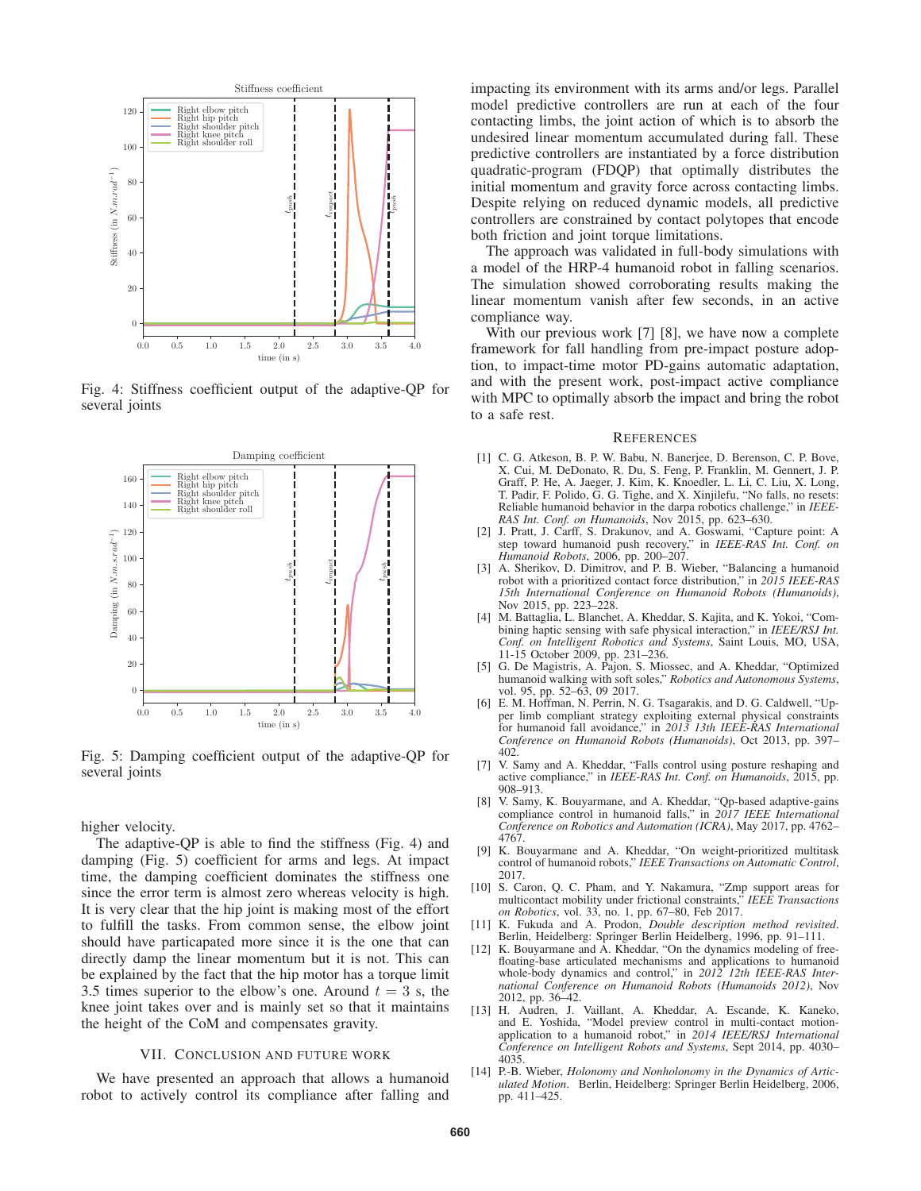Stiffness coefficient

Right elbow pitch
Right hip pitch
Right shoulder pitch
Right knee pitch
Right shoulder roll

Stiffness (in $N.m.rad^{-1}$)

$t_{push}$ $t_{impact}$ $t_{push}$

time (in s)

Fig. 4: Stiffness coefficient output of the adaptive-QP for several joints

Damping coefficient

Right elbow pitch
Right hip pitch
Right shoulder pitch
Right knee pitch
Right shoulder roll

Damping (in $N.m.s.rad^{-1}$)

$t_{push}$ $t_{impact}$ $t_{push}$

time (in s)

Fig. 5: Damping coefficient output of the adaptive-QP for several joints

higher velocity.

The adaptive-QP is able to find the stiffness (Fig. 4) and damping (Fig. 5) coefficient for arms and legs. At impact time, the damping coefficient dominates the stiffness one since the error term is almost zero whereas velocity is high. It is very clear that the hip joint is making most of the effort to fulfill the tasks. From common sense, the elbow joint should have particapated more since it is the one that can directly damp the linear momentum but it is not. This can be explained by the fact that the hip motor has a torque limit 3.5 times superior to the elbow's one. Around $t = 3$ s, the knee joint takes over and is mainly set so that it maintains the height of the CoM and compensates gravity.

## VII. Conclusion and Future Work

We have presented an approach that allows a humanoid robot to actively control its compliance after falling and impacting its environment with its arms and/or legs. Parallel model predictive controllers are run at each of the four contacting limbs, the joint action of which is to absorb the undesired linear momentum accumulated during fall. These predictive controllers are instantiated by a force distribution quadratic-program (FDQP) that optimally distributes the initial momentum and gravity force across contacting limbs. Despite relying on reduced dynamic models, all predictive controllers are constrained by contact polytopes that encode both friction and joint torque limitations.

The approach was validated in full-body simulations with a model of the HRP-4 humanoid robot in falling scenarios. The simulation showed corroborating results making the linear momentum vanish after few seconds, in an active compliance way.

With our previous work [7] [8], we have now a complete framework for fall handling from pre-impact posture adoption, to impact-time motor PD-gains automatic adaptation, and with the present work, post-impact active compliance with MPC to optimally absorb the impact and bring the robot to a safe rest.

## References

[1] C. G. Atkeson, B. P. W. Babu, N. Banerjee, D. Berenson, C. P. Bove, X. Cui, M. DeDonato, R. Du, S. Feng, P. Franklin, M. Gennert, J. P. Graff, P. He, A. Jaeger, J. Kim, K. Knoedler, L. Li, C. Liu, X. Long, T. Padir, F. Polido, G. G. Tighe, and X. Xinjilefu, "No falls, no resets: Reliable humanoid behavior in the darpa robotics challenge," in *IEEE-RAS Int. Conf. on Humanoids*, Nov 2015, pp. 623–630.

[2] J. Pratt, J. Carff, S. Drakunov, and A. Goswami, "Capture point: A step toward humanoid push recovery," in *IEEE-RAS Int. Conf. on Humanoid Robots*, 2006, pp. 200–207.

[3] A. Sherikov, D. Dimitrov, and P. B. Wieber, "Balancing a humanoid robot with a prioritized contact force distribution," in *2015 IEEE-RAS 15th International Conference on Humanoid Robots (Humanoids)*, Nov 2015, pp. 223–228.

[4] M. Battaglia, L. Blanchet, A. Kheddar, S. Kajita, and K. Yokoi, "Combining haptic sensing with safe physical interaction," in *IEEE/RSJ Int. Conf. on Intelligent Robotics and Systems*, Saint Louis, MO, USA, 11-15 October 2009, pp. 231–236.

[5] G. De Magistris, A. Pajon, S. Miossec, and A. Kheddar, "Optimized humanoid walking with soft soles," *Robotics and Autonomous Systems*, vol. 95, pp. 52–63, 09 2017.

[6] E. M. Hoffman, N. Perrin, N. G. Tsagarakis, and D. G. Caldwell, "Upper limb compliant strategy exploiting external physical constraints for humanoid fall avoidance," in *2013 13th IEEE-RAS International Conference on Humanoid Robots (Humanoids)*, Oct 2013, pp. 397–402.

[7] V. Samy and A. Kheddar, "Falls control using posture reshaping and active compliance," in *IEEE-RAS Int. Conf. on Humanoids*, 2015, pp. 908–913.

[8] V. Samy, K. Bouyarmane, and A. Kheddar, "Qp-based adaptive-gains compliance control in humanoid falls," in *2017 IEEE International Conference on Robotics and Automation (ICRA)*, May 2017, pp. 4762–4767.

[9] K. Bouyarmane and A. Kheddar, "On weight-prioritized multitask control of humanoid robots," *IEEE Transactions on Automatic Control*, 2017.

[10] S. Caron, Q. C. Pham, and Y. Nakamura, "Zmp support areas for multicontact mobility under frictional constraints," *IEEE Transactions on Robotics*, vol. 33, no. 1, pp. 67–80, Feb 2017.

[11] K. Fukuda and A. Prodon, *Double description method revisited*. Berlin, Heidelberg: Springer Berlin Heidelberg, 1996, pp. 91–111.

[12] K. Bouyarmane and A. Kheddar, "On the dynamics modeling of free-floating-base articulated mechanisms and applications to humanoid whole-body dynamics and control," in *2012 12th IEEE-RAS International Conference on Humanoid Robots (Humanoids 2012)*, Nov 2012, pp. 36–42.

[13] H. Audren, J. Vaillant, A. Kheddar, A. Escande, K. Kaneko, and E. Yoshida, "Model preview control in multi-contact motion-application to a humanoid robot," in *2014 IEEE/RSJ International Conference on Intelligent Robots and Systems*, Sept 2014, pp. 4030–4035.

[14] P.-B. Wieber, *Holonomy and Nonholonomy in the Dynamics of Articulated Motion*. Berlin, Heidelberg: Springer Berlin Heidelberg, 2006, pp. 411–425.